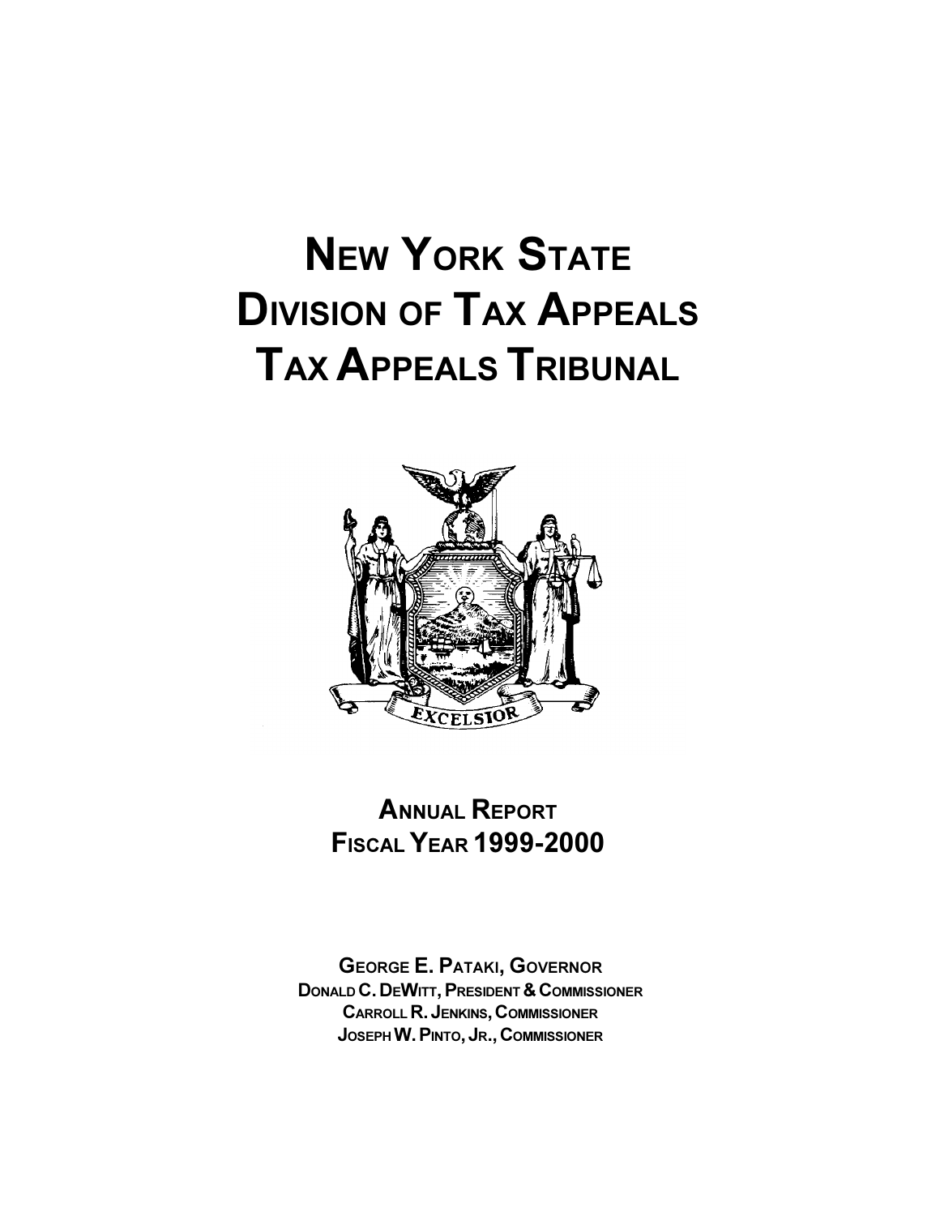# NEW YORK STATE DIVISION OF TAX APPEALS TAX APPEALS TRIBUNAL

## ANNUAL REPORT FISCAL YEAR 1999-2000

**GEORGE E. PATAKI, GOVERNOR**
**DONALD C. DEWITT, PRESIDENT & COMMISSIONER**
**CARROLL R. JENKINS, COMMISSIONER**
**JOSEPH W. PINTO, JR., COMMISSIONER**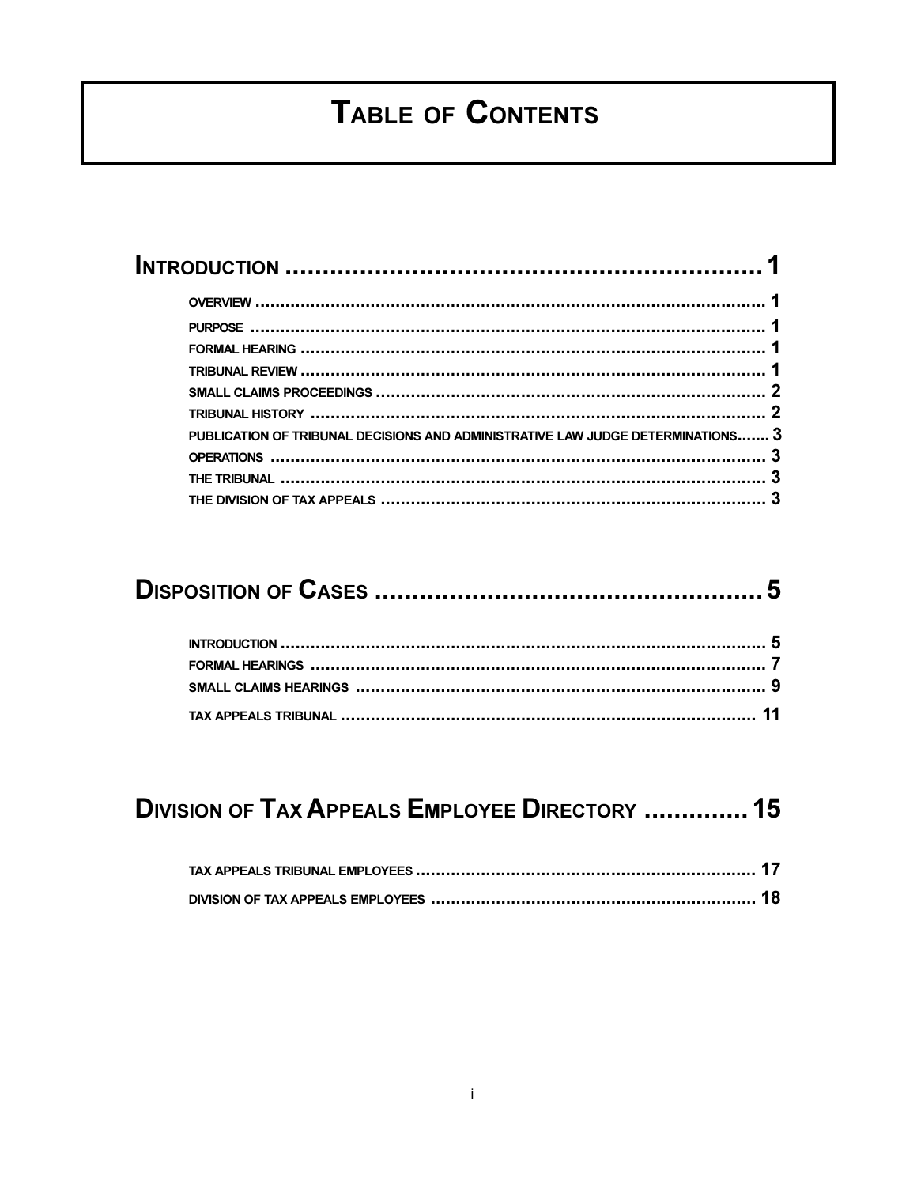# Table of Contents

## Introduction ........................................................... 1

- Overview ........................................................... 1
- Purpose ........................................................... 1
- Formal Hearing ........................................................... 1
- Tribunal Review ........................................................... 1
- Small Claims Proceedings ........................................................... 2
- Tribunal History ........................................................... 2
- Publication of Tribunal Decisions and Administrative Law Judge Determinations....... 3
- Operations ........................................................... 3
- The Tribunal ........................................................... 3
- The Division of Tax Appeals ........................................................... 3

## Disposition of Cases ........................................................... 5

- Introduction ........................................................... 5
- Formal Hearings ........................................................... 7
- Small Claims Hearings ........................................................... 9
- Tax Appeals Tribunal ........................................................... 11

## Division of Tax Appeals Employee Directory .............. 15

- Tax Appeals Tribunal Employees ........................................................... 17
- Division of Tax Appeals Employees ........................................................... 18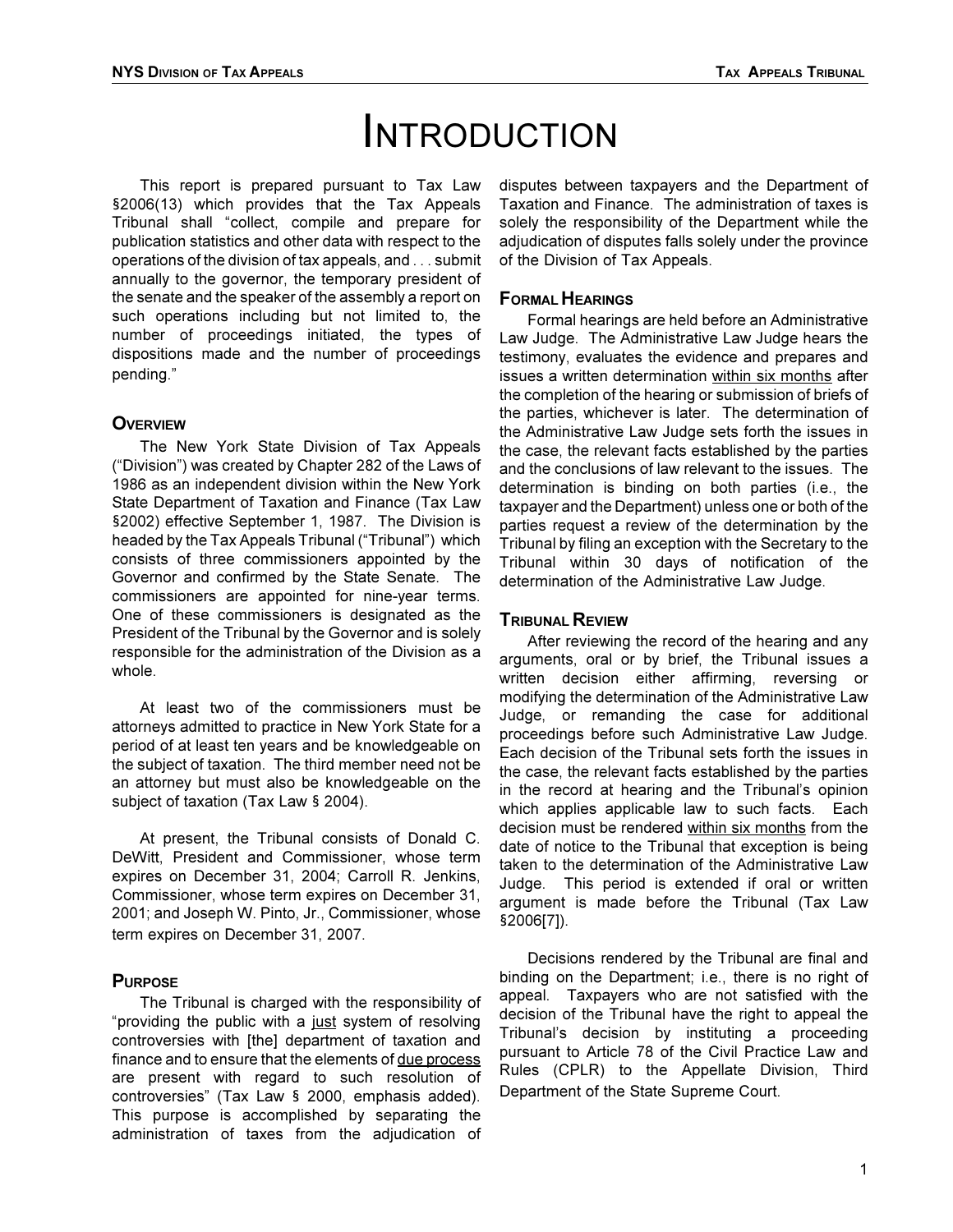# Introduction

This report is prepared pursuant to Tax Law §2006(13) which provides that the Tax Appeals Tribunal shall "collect, compile and prepare for publication statistics and other data with respect to the operations of the division of tax appeals, and . . . submit annually to the governor, the temporary president of the senate and the speaker of the assembly a report on such operations including but not limited to, the number of proceedings initiated, the types of dispositions made and the number of proceedings pending."

## Overview

The New York State Division of Tax Appeals ("Division") was created by Chapter 282 of the Laws of 1986 as an independent division within the New York State Department of Taxation and Finance (Tax Law §2002) effective September 1, 1987. The Division is headed by the Tax Appeals Tribunal ("Tribunal") which consists of three commissioners appointed by the Governor and confirmed by the State Senate. The commissioners are appointed for nine-year terms. One of these commissioners is designated as the President of the Tribunal by the Governor and is solely responsible for the administration of the Division as a whole.

At least two of the commissioners must be attorneys admitted to practice in New York State for a period of at least ten years and be knowledgeable on the subject of taxation. The third member need not be an attorney but must also be knowledgeable on the subject of taxation (Tax Law § 2004).

At present, the Tribunal consists of Donald C. DeWitt, President and Commissioner, whose term expires on December 31, 2004; Carroll R. Jenkins, Commissioner, whose term expires on December 31, 2001; and Joseph W. Pinto, Jr., Commissioner, whose term expires on December 31, 2007.

## Purpose

The Tribunal is charged with the responsibility of "providing the public with a just system of resolving controversies with [the] department of taxation and finance and to ensure that the elements of due process are present with regard to such resolution of controversies" (Tax Law § 2000, emphasis added). This purpose is accomplished by separating the administration of taxes from the adjudication of disputes between taxpayers and the Department of Taxation and Finance. The administration of taxes is solely the responsibility of the Department while the adjudication of disputes falls solely under the province of the Division of Tax Appeals.

## Formal Hearings

Formal hearings are held before an Administrative Law Judge. The Administrative Law Judge hears the testimony, evaluates the evidence and prepares and issues a written determination within six months after the completion of the hearing or submission of briefs of the parties, whichever is later. The determination of the Administrative Law Judge sets forth the issues in the case, the relevant facts established by the parties and the conclusions of law relevant to the issues. The determination is binding on both parties (i.e., the taxpayer and the Department) unless one or both of the parties request a review of the determination by the Tribunal by filing an exception with the Secretary to the Tribunal within 30 days of notification of the determination of the Administrative Law Judge.

## Tribunal Review

After reviewing the record of the hearing and any arguments, oral or by brief, the Tribunal issues a written decision either affirming, reversing or modifying the determination of the Administrative Law Judge, or remanding the case for additional proceedings before such Administrative Law Judge. Each decision of the Tribunal sets forth the issues in the case, the relevant facts established by the parties in the record at hearing and the Tribunal's opinion which applies applicable law to such facts. Each decision must be rendered within six months from the date of notice to the Tribunal that exception is being taken to the determination of the Administrative Law Judge. This period is extended if oral or written argument is made before the Tribunal (Tax Law §2006[7]).

Decisions rendered by the Tribunal are final and binding on the Department; i.e., there is no right of appeal. Taxpayers who are not satisfied with the decision of the Tribunal have the right to appeal the Tribunal's decision by instituting a proceeding pursuant to Article 78 of the Civil Practice Law and Rules (CPLR) to the Appellate Division, Third Department of the State Supreme Court.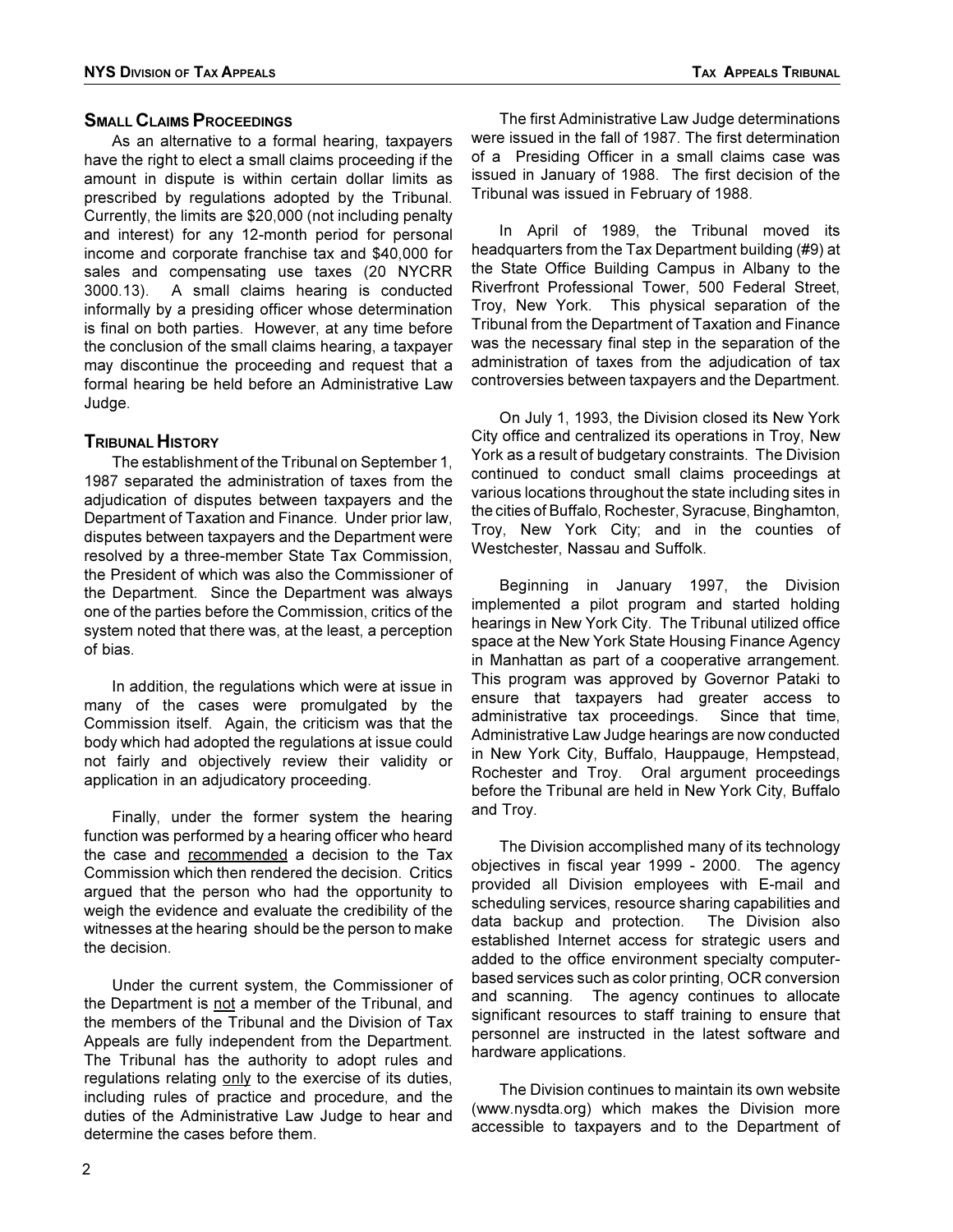## Small Claims Proceedings

As an alternative to a formal hearing, taxpayers have the right to elect a small claims proceeding if the amount in dispute is within certain dollar limits as prescribed by regulations adopted by the Tribunal. Currently, the limits are $20,000 (not including penalty and interest) for any 12-month period for personal income and corporate franchise tax and $40,000 for sales and compensating use taxes (20 NYCRR 3000.13). A small claims hearing is conducted informally by a presiding officer whose determination is final on both parties. However, at any time before the conclusion of the small claims hearing, a taxpayer may discontinue the proceeding and request that a formal hearing be held before an Administrative Law Judge.

## Tribunal History

The establishment of the Tribunal on September 1, 1987 separated the administration of taxes from the adjudication of disputes between taxpayers and the Department of Taxation and Finance. Under prior law, disputes between taxpayers and the Department were resolved by a three-member State Tax Commission, the President of which was also the Commissioner of the Department. Since the Department was always one of the parties before the Commission, critics of the system noted that there was, at the least, a perception of bias.

In addition, the regulations which were at issue in many of the cases were promulgated by the Commission itself. Again, the criticism was that the body which had adopted the regulations at issue could not fairly and objectively review their validity or application in an adjudicatory proceeding.

Finally, under the former system the hearing function was performed by a hearing officer who heard the case and recommended a decision to the Tax Commission which then rendered the decision. Critics argued that the person who had the opportunity to weigh the evidence and evaluate the credibility of the witnesses at the hearing should be the person to make the decision.

Under the current system, the Commissioner of the Department is not a member of the Tribunal, and the members of the Tribunal and the Division of Tax Appeals are fully independent from the Department. The Tribunal has the authority to adopt rules and regulations relating only to the exercise of its duties, including rules of practice and procedure, and the duties of the Administrative Law Judge to hear and determine the cases before them.

The first Administrative Law Judge determinations were issued in the fall of 1987. The first determination of a Presiding Officer in a small claims case was issued in January of 1988. The first decision of the Tribunal was issued in February of 1988.

In April of 1989, the Tribunal moved its headquarters from the Tax Department building (#9) at the State Office Building Campus in Albany to the Riverfront Professional Tower, 500 Federal Street, Troy, New York. This physical separation of the Tribunal from the Department of Taxation and Finance was the necessary final step in the separation of the administration of taxes from the adjudication of tax controversies between taxpayers and the Department.

On July 1, 1993, the Division closed its New York City office and centralized its operations in Troy, New York as a result of budgetary constraints. The Division continued to conduct small claims proceedings at various locations throughout the state including sites in the cities of Buffalo, Rochester, Syracuse, Binghamton, Troy, New York City; and in the counties of Westchester, Nassau and Suffolk.

Beginning in January 1997, the Division implemented a pilot program and started holding hearings in New York City. The Tribunal utilized office space at the New York State Housing Finance Agency in Manhattan as part of a cooperative arrangement. This program was approved by Governor Pataki to ensure that taxpayers had greater access to administrative tax proceedings. Since that time, Administrative Law Judge hearings are now conducted in New York City, Buffalo, Hauppauge, Hempstead, Rochester and Troy. Oral argument proceedings before the Tribunal are held in New York City, Buffalo and Troy.

The Division accomplished many of its technology objectives in fiscal year 1999 - 2000. The agency provided all Division employees with E-mail and scheduling services, resource sharing capabilities and data backup and protection. The Division also established Internet access for strategic users and added to the office environment specialty computer-based services such as color printing, OCR conversion and scanning. The agency continues to allocate significant resources to staff training to ensure that personnel are instructed in the latest software and hardware applications.

The Division continues to maintain its own website (www.nysdta.org) which makes the Division more accessible to taxpayers and to the Department of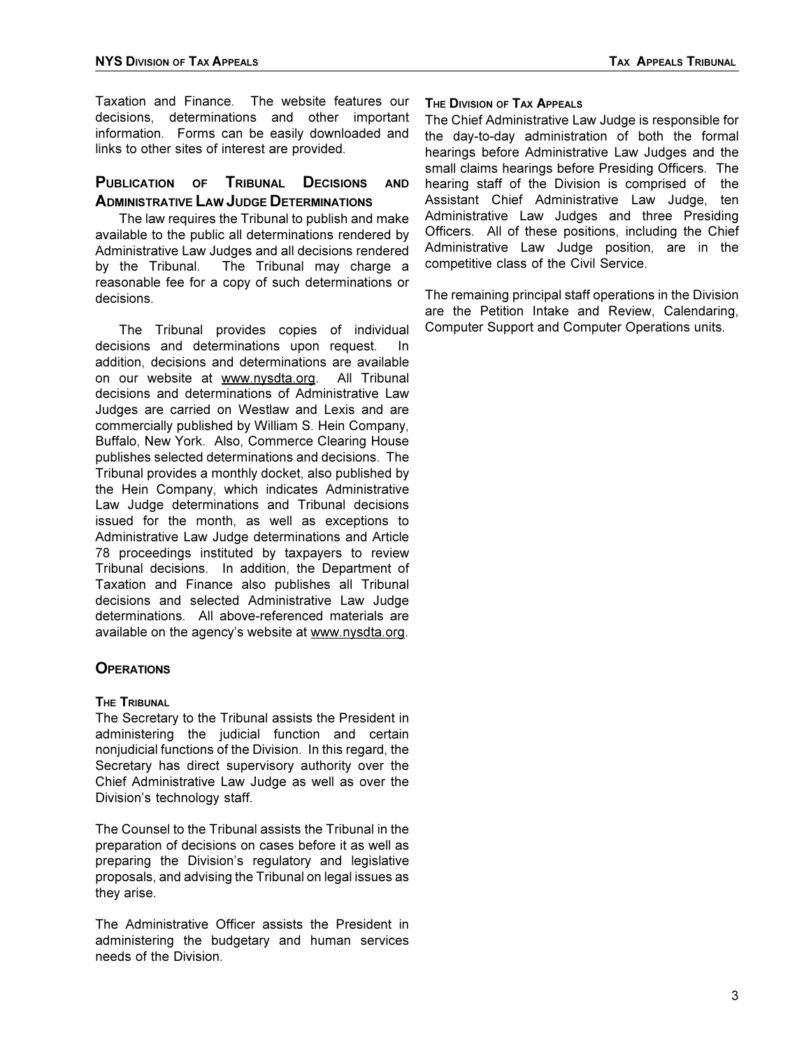Taxation and Finance. The website features our decisions, determinations and other important information. Forms can be easily downloaded and links to other sites of interest are provided.

## Publication of Tribunal Decisions and Administrative Law Judge Determinations

The law requires the Tribunal to publish and make available to the public all determinations rendered by Administrative Law Judges and all decisions rendered by the Tribunal. The Tribunal may charge a reasonable fee for a copy of such determinations or decisions.

The Tribunal provides copies of individual decisions and determinations upon request. In addition, decisions and determinations are available on our website at www.nysdta.org. All Tribunal decisions and determinations of Administrative Law Judges are carried on Westlaw and Lexis and are commercially published by William S. Hein Company, Buffalo, New York. Also, Commerce Clearing House publishes selected determinations and decisions. The Tribunal provides a monthly docket, also published by the Hein Company, which indicates Administrative Law Judge determinations and Tribunal decisions issued for the month, as well as exceptions to Administrative Law Judge determinations and Article 78 proceedings instituted by taxpayers to review Tribunal decisions. In addition, the Department of Taxation and Finance also publishes all Tribunal decisions and selected Administrative Law Judge determinations. All above-referenced materials are available on the agency's website at www.nysdta.org.

## Operations

### The Tribunal

The Secretary to the Tribunal assists the President in administering the judicial function and certain nonjudicial functions of the Division. In this regard, the Secretary has direct supervisory authority over the Chief Administrative Law Judge as well as over the Division's technology staff.

The Counsel to the Tribunal assists the Tribunal in the preparation of decisions on cases before it as well as preparing the Division's regulatory and legislative proposals, and advising the Tribunal on legal issues as they arise.

The Administrative Officer assists the President in administering the budgetary and human services needs of the Division.

### The Division of Tax Appeals

The Chief Administrative Law Judge is responsible for the day-to-day administration of both the formal hearings before Administrative Law Judges and the small claims hearings before Presiding Officers. The hearing staff of the Division is comprised of the Assistant Chief Administrative Law Judge, ten Administrative Law Judges and three Presiding Officers. All of these positions, including the Chief Administrative Law Judge position, are in the competitive class of the Civil Service.

The remaining principal staff operations in the Division are the Petition Intake and Review, Calendaring, Computer Support and Computer Operations units.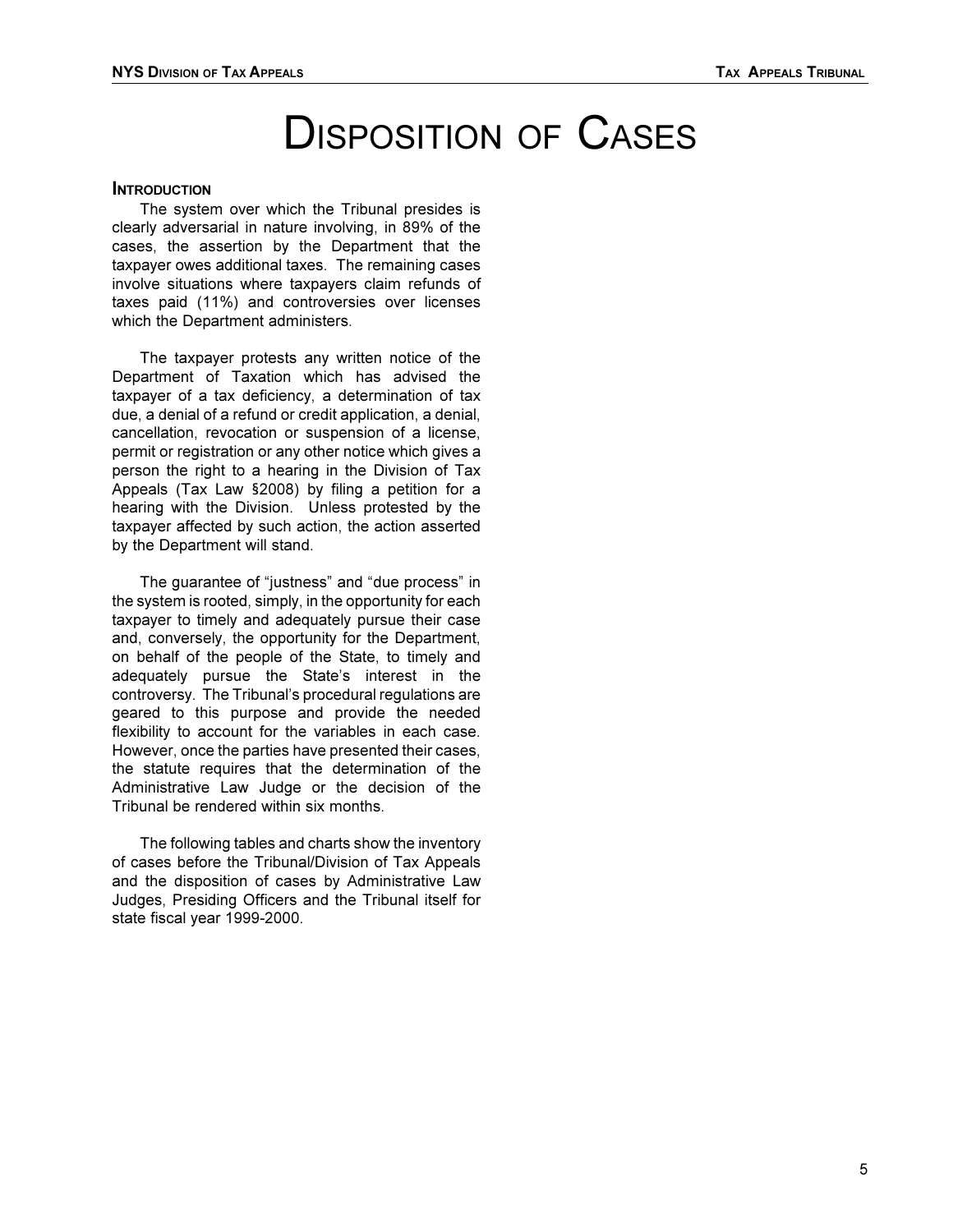# Disposition of Cases

## Introduction

The system over which the Tribunal presides is clearly adversarial in nature involving, in 89% of the cases, the assertion by the Department that the taxpayer owes additional taxes. The remaining cases involve situations where taxpayers claim refunds of taxes paid (11%) and controversies over licenses which the Department administers.

The taxpayer protests any written notice of the Department of Taxation which has advised the taxpayer of a tax deficiency, a determination of tax due, a denial of a refund or credit application, a denial, cancellation, revocation or suspension of a license, permit or registration or any other notice which gives a person the right to a hearing in the Division of Tax Appeals (Tax Law §2008) by filing a petition for a hearing with the Division. Unless protested by the taxpayer affected by such action, the action asserted by the Department will stand.

The guarantee of "justness" and "due process" in the system is rooted, simply, in the opportunity for each taxpayer to timely and adequately pursue their case and, conversely, the opportunity for the Department, on behalf of the people of the State, to timely and adequately pursue the State's interest in the controversy. The Tribunal's procedural regulations are geared to this purpose and provide the needed flexibility to account for the variables in each case. However, once the parties have presented their cases, the statute requires that the determination of the Administrative Law Judge or the decision of the Tribunal be rendered within six months.

The following tables and charts show the inventory of cases before the Tribunal/Division of Tax Appeals and the disposition of cases by Administrative Law Judges, Presiding Officers and the Tribunal itself for state fiscal year 1999-2000.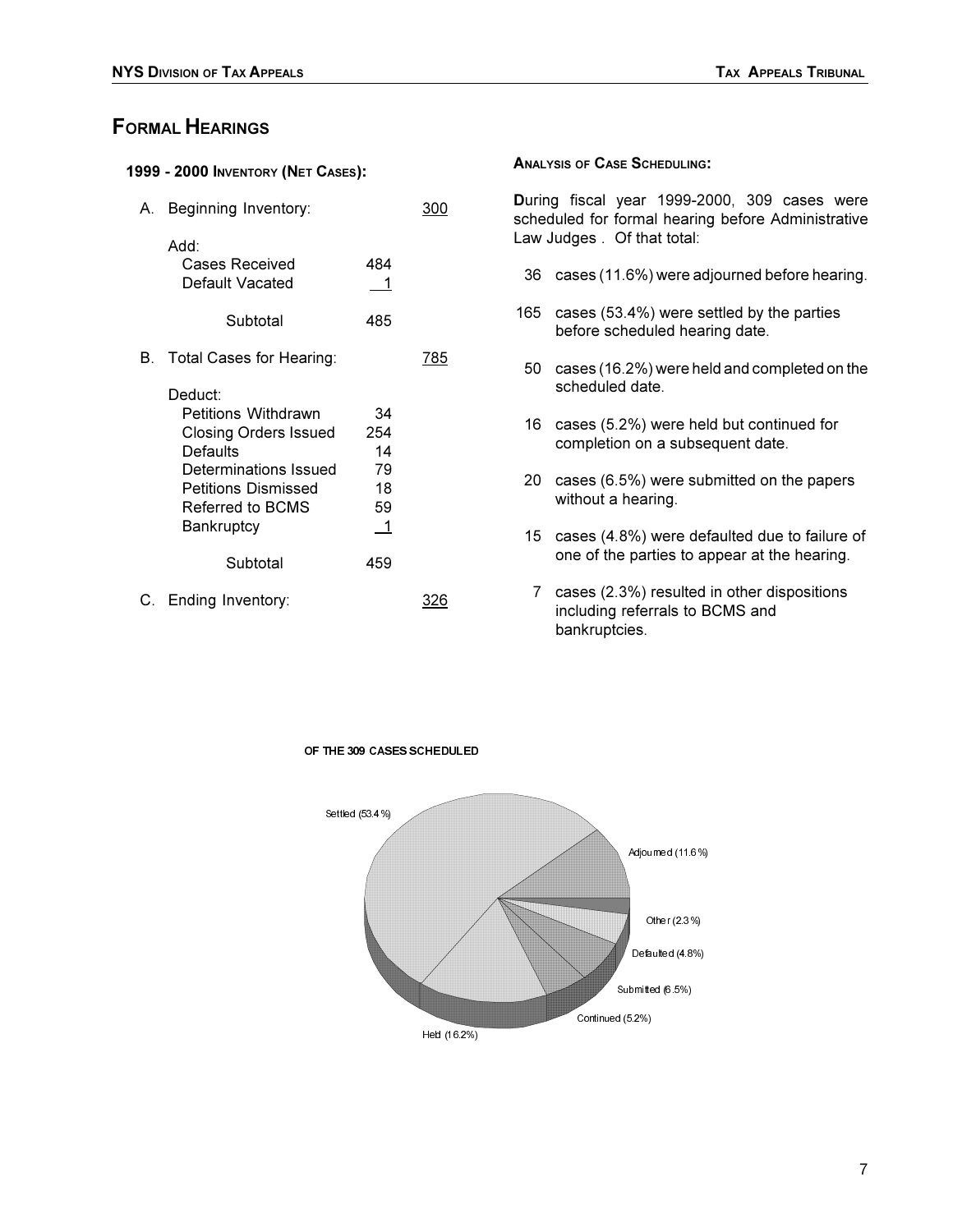## Formal Hearings

### 1999 - 2000 Inventory (Net Cases):

| | | | |
|---|---|---|---|
| A. | Beginning Inventory: | | 300 |
| | Add: | | |
| | Cases Received | 484 | |
| | Default Vacated | 1 | |
| | Subtotal | 485 | |
| B. | Total Cases for Hearing: | | 785 |
| | Deduct: | | |
| | Petitions Withdrawn | 34 | |
| | Closing Orders Issued | 254 | |
| | Defaults | 14 | |
| | Determinations Issued | 79 | |
| | Petitions Dismissed | 18 | |
| | Referred to BCMS | 59 | |
| | Bankruptcy | 1 | |
| | Subtotal | 459 | |
| C. | Ending Inventory: | | 326 |

### Analysis of Case Scheduling:

During fiscal year 1999-2000, 309 cases were scheduled for formal hearing before Administrative Law Judges . Of that total:

- 36 cases (11.6%) were adjourned before hearing.
- 165 cases (53.4%) were settled by the parties before scheduled hearing date.
- 50 cases (16.2%) were held and completed on the scheduled date.
- 16 cases (5.2%) were held but continued for completion on a subsequent date.
- 20 cases (6.5%) were submitted on the papers without a hearing.
- 15 cases (4.8%) were defaulted due to failure of one of the parties to appear at the hearing.
- 7 cases (2.3%) resulted in other dispositions including referrals to BCMS and bankruptcies.

OF THE 309 CASES SCHEDULED

Settled (53.4%), Adjourned (11.6%), Other (2.3%), Defaulted (4.8%), Submitted (6.5%), Continued (5.2%), Held (16.2%)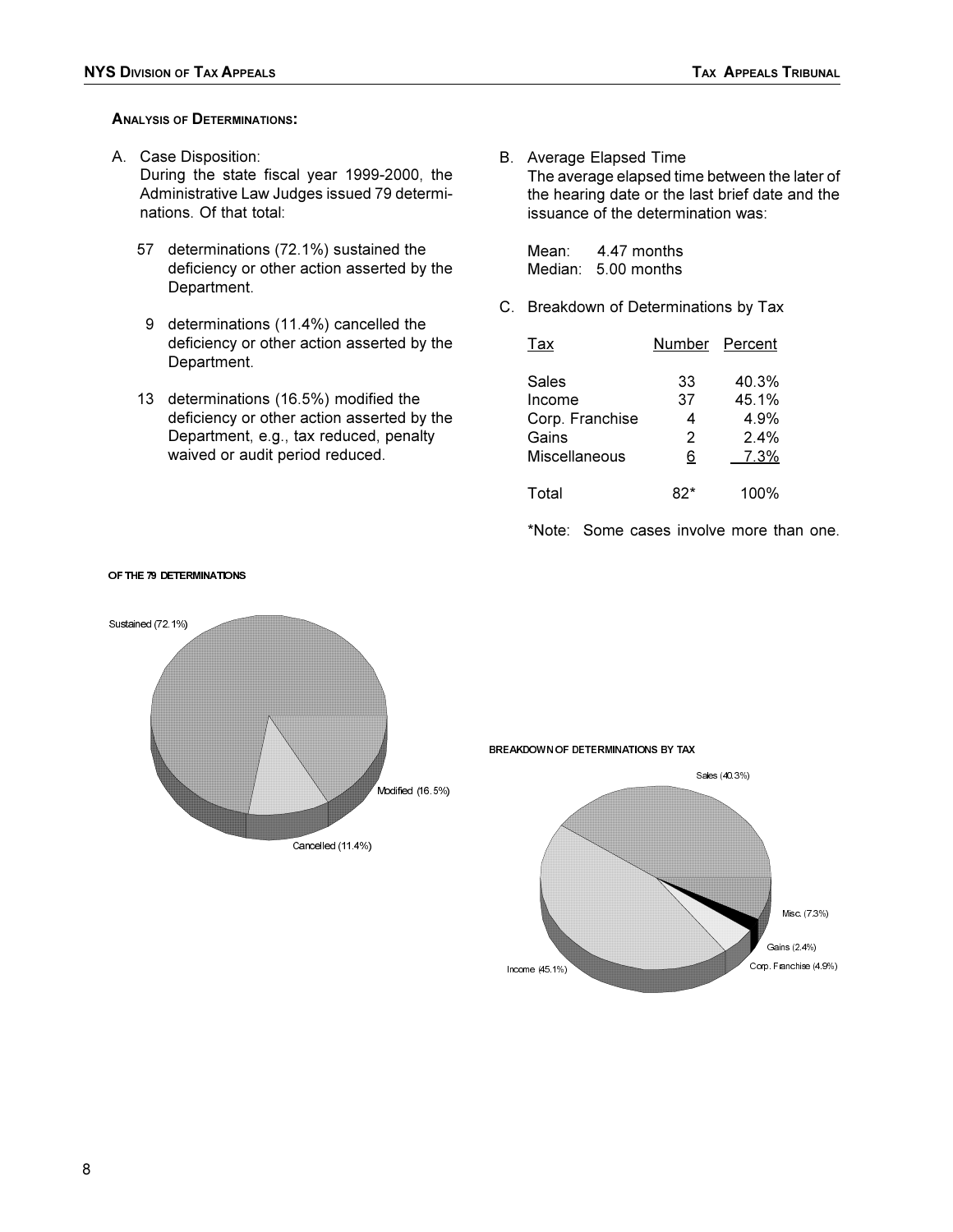### Analysis of Determinations:

A. Case Disposition:
During the state fiscal year 1999-2000, the Administrative Law Judges issued 79 determinations. Of that total:

57 determinations (72.1%) sustained the deficiency or other action asserted by the Department.

9 determinations (11.4%) cancelled the deficiency or other action asserted by the Department.

13 determinations (16.5%) modified the deficiency or other action asserted by the Department, e.g., tax reduced, penalty waived or audit period reduced.

B. Average Elapsed Time
The average elapsed time between the later of the hearing date or the last brief date and the issuance of the determination was:

Mean: 4.47 months
Median: 5.00 months

C. Breakdown of Determinations by Tax

| Tax | Number | Percent |
|---|---|---|
| Sales | 33 | 40.3% |
| Income | 37 | 45.1% |
| Corp. Franchise | 4 | 4.9% |
| Gains | 2 | 2.4% |
| Miscellaneous | 6 | 7.3% |
| Total | 82* | 100% |

*Note: Some cases involve more than one.

OF THE 79 DETERMINATIONS

Sustained (72.1%)
Modified (16.5%)
Cancelled (11.4%)

BREAKDOWN OF DETERMINATIONS BY TAX

Sales (40.3%)
Misc. (7.3%)
Gains (2.4%)
Corp. Franchise (4.9%)
Income (45.1%)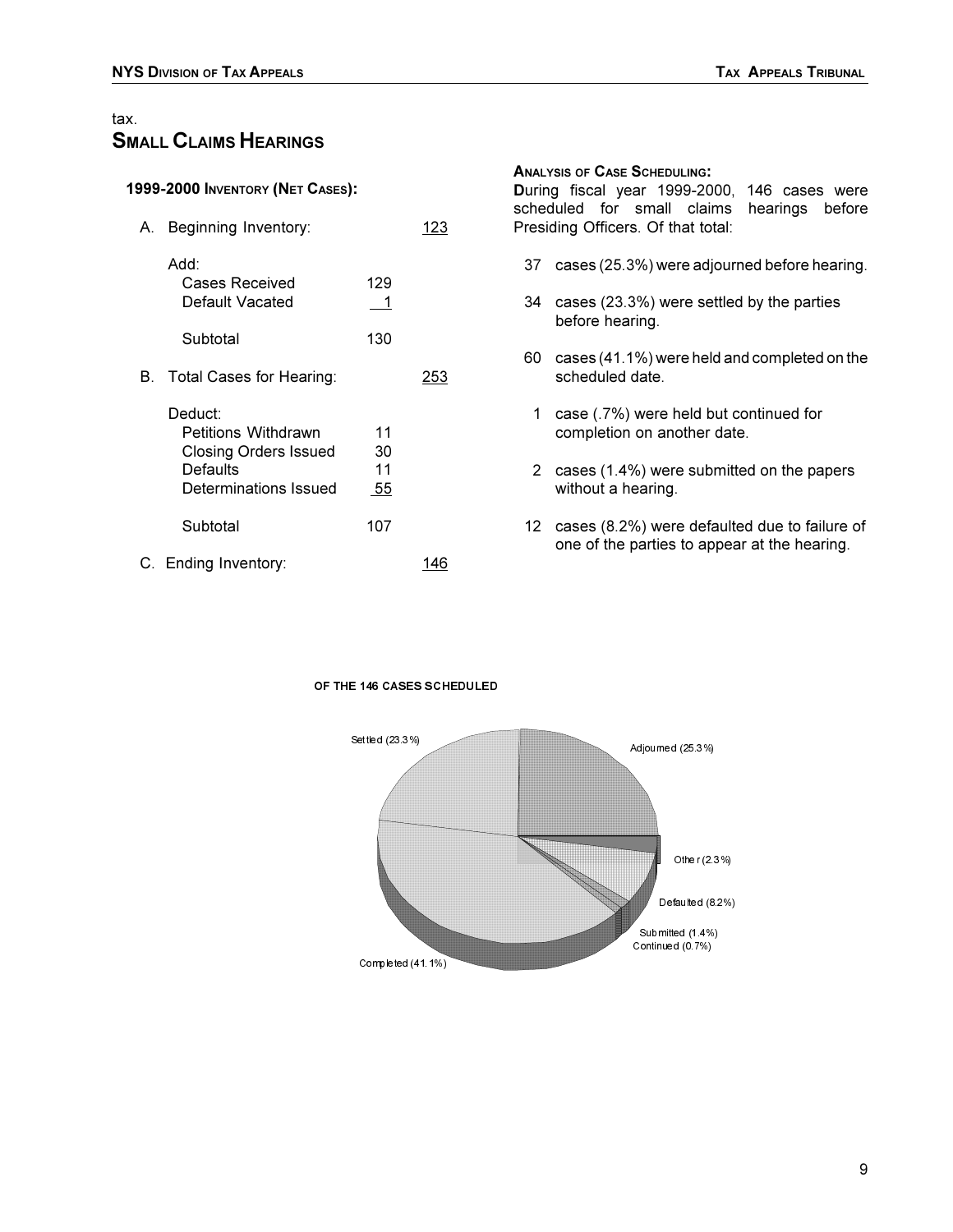tax.

## Small Claims Hearings

**1999-2000 Inventory (Net Cases):**

| | | | |
|---|---|---|---|
| A. | Beginning Inventory: | | 123 |
| | Add: | | |
| | Cases Received | 129 | |
| | Default Vacated | 1 | |
| | Subtotal | 130 | |
| B. | Total Cases for Hearing: | | 253 |
| | Deduct: | | |
| | Petitions Withdrawn | 11 | |
| | Closing Orders Issued | 30 | |
| | Defaults | 11 | |
| | Determinations Issued | 55 | |
| | Subtotal | 107 | |
| C. | Ending Inventory: | | 146 |

**Analysis of Case Scheduling:**

**D**uring fiscal year 1999-2000, 146 cases were scheduled for small claims hearings before Presiding Officers. Of that total:

- 37 cases (25.3%) were adjourned before hearing.
- 34 cases (23.3%) were settled by the parties before hearing.
- 60 cases (41.1%) were held and completed on the scheduled date.
- 1 case (.7%) were held but continued for completion on another date.
- 2 cases (1.4%) were submitted on the papers without a hearing.
- 12 cases (8.2%) were defaulted due to failure of one of the parties to appear at the hearing.

OF THE 146 CASES SCHEDULED

Settled (23.3%)
Adjourned (25.3%)
Other (2.3%)
Defaulted (8.2%)
Submitted (1.4%)
Continued (0.7%)
Completed (41.1%)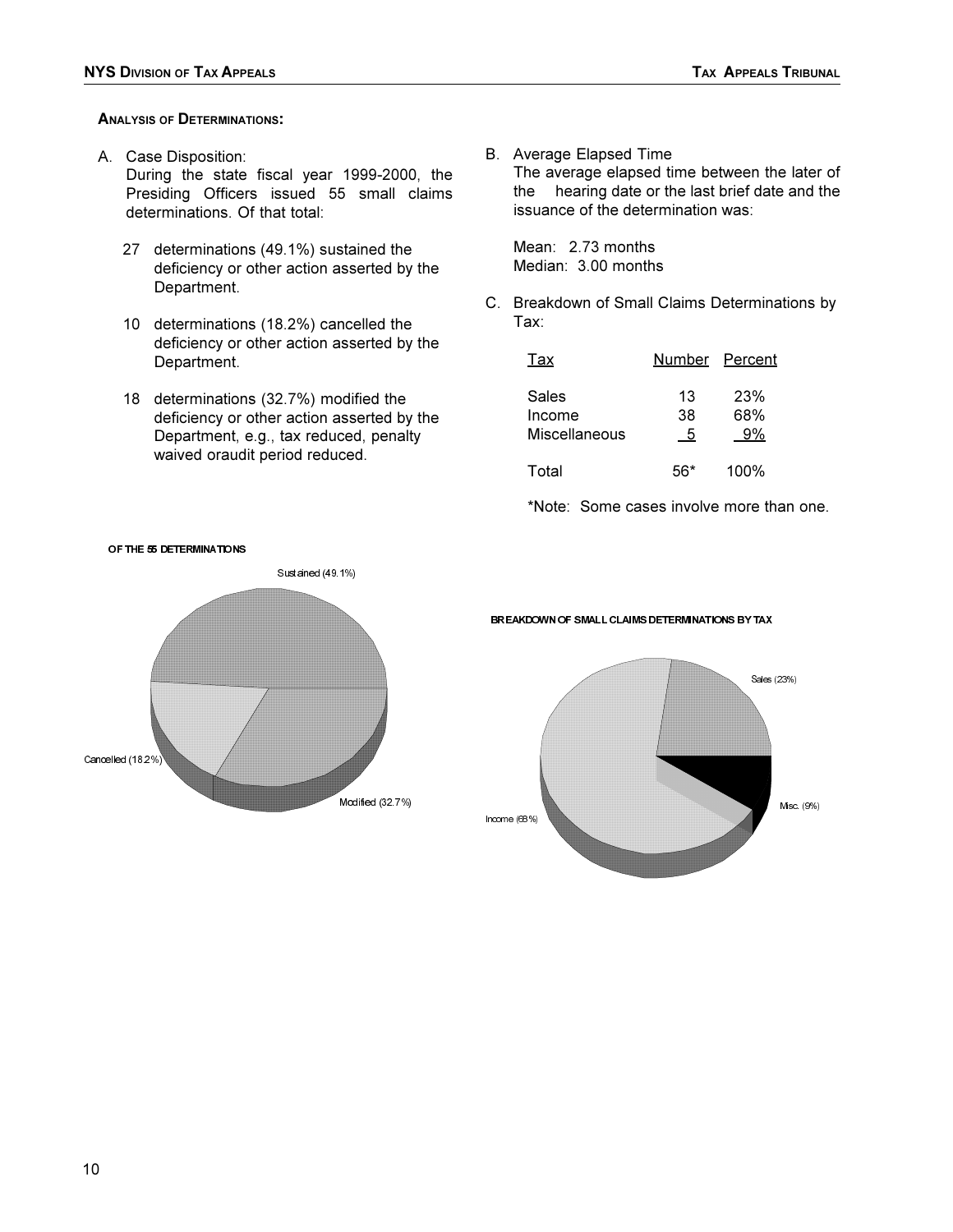## Analysis of Determinations:

A. Case Disposition:
During the state fiscal year 1999-2000, the Presiding Officers issued 55 small claims determinations. Of that total:

27 determinations (49.1%) sustained the deficiency or other action asserted by the Department.

10 determinations (18.2%) cancelled the deficiency or other action asserted by the Department.

18 determinations (32.7%) modified the deficiency or other action asserted by the Department, e.g., tax reduced, penalty waived oraudit period reduced.

B. Average Elapsed Time
The average elapsed time between the later of the hearing date or the last brief date and the issuance of the determination was:

Mean: 2.73 months
Median: 3.00 months

C. Breakdown of Small Claims Determinations by Tax:

| Tax | Number | Percent |
|---|---|---|
| Sales | 13 | 23% |
| Income | 38 | 68% |
| Miscellaneous | 5 | 9% |
| Total | 56* | 100% |

*Note: Some cases involve more than one.

**OF THE 55 DETERMINATIONS**

Sustained (49.1%)
Cancelled (18.2%)
Modified (32.7%)

**BREAKDOWN OF SMALL CLAIMS DETERMINATIONS BY TAX**

Sales (23%)
Income (68%)
Misc. (9%)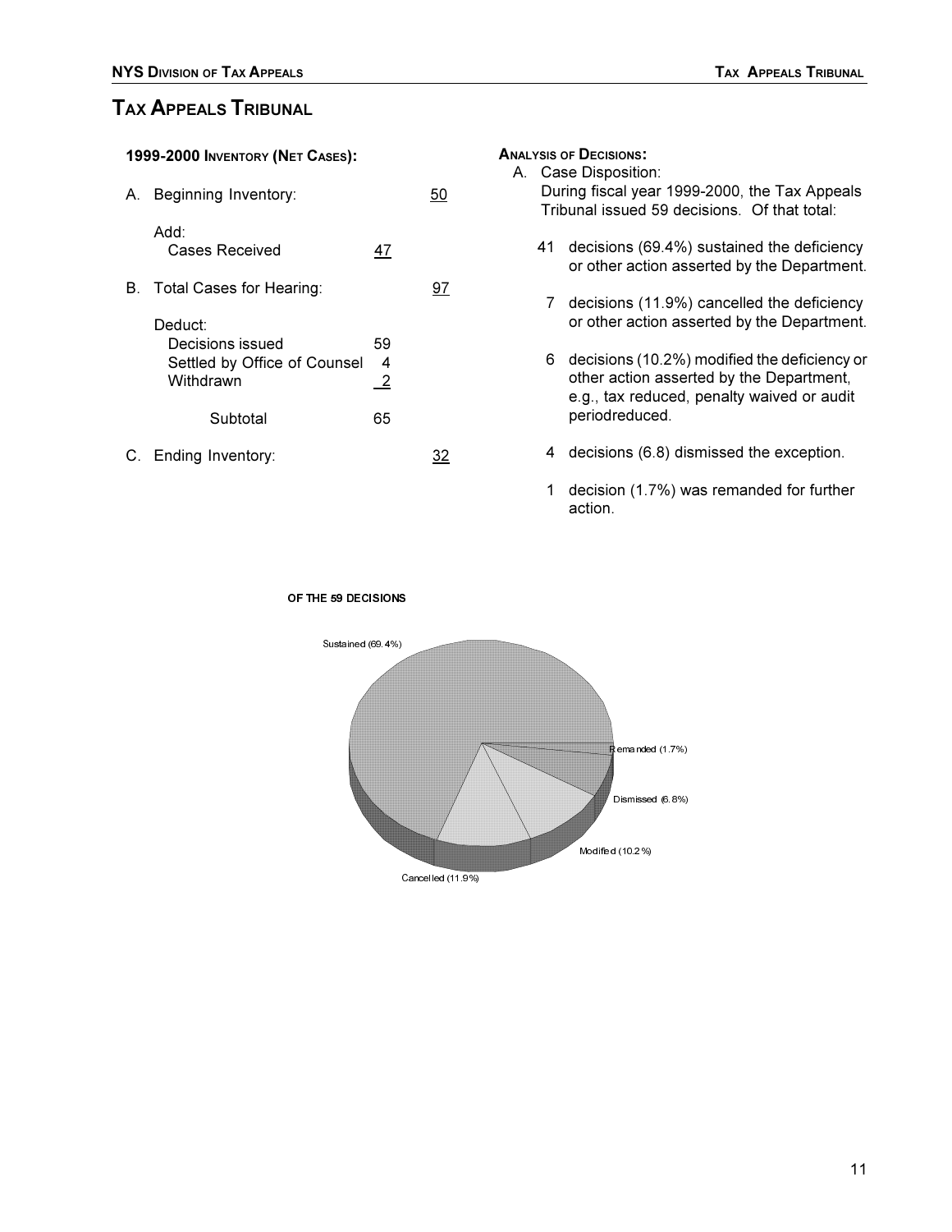# Tax Appeals Tribunal

**1999-2000 Inventory (Net Cases):**

| | | |
|---|---|---|
| A. Beginning Inventory: | | 50 |
| Add: | | |
| Cases Received | 47 | |
| B. Total Cases for Hearing: | | 97 |
| Deduct: | | |
| Decisions issued | 59 | |
| Settled by Office of Counsel | 4 | |
| Withdrawn | 2 | |
| Subtotal | 65 | |
| C. Ending Inventory: | | 32 |

**Analysis of Decisions:**

A. Case Disposition:
During fiscal year 1999-2000, the Tax Appeals Tribunal issued 59 decisions. Of that total:

41 decisions (69.4%) sustained the deficiency or other action asserted by the Department.

7 decisions (11.9%) cancelled the deficiency or other action asserted by the Department.

6 decisions (10.2%) modified the deficiency or other action asserted by the Department, e.g., tax reduced, penalty waived or audit periodreduced.

4 decisions (6.8) dismissed the exception.

1 decision (1.7%) was remanded for further action.

OF THE 59 DECISIONS

Sustained (69.4%)

Remanded (1.7%)

Dismissed (6.8%)

Modifed (10.2%)

Cancelled (11.9%)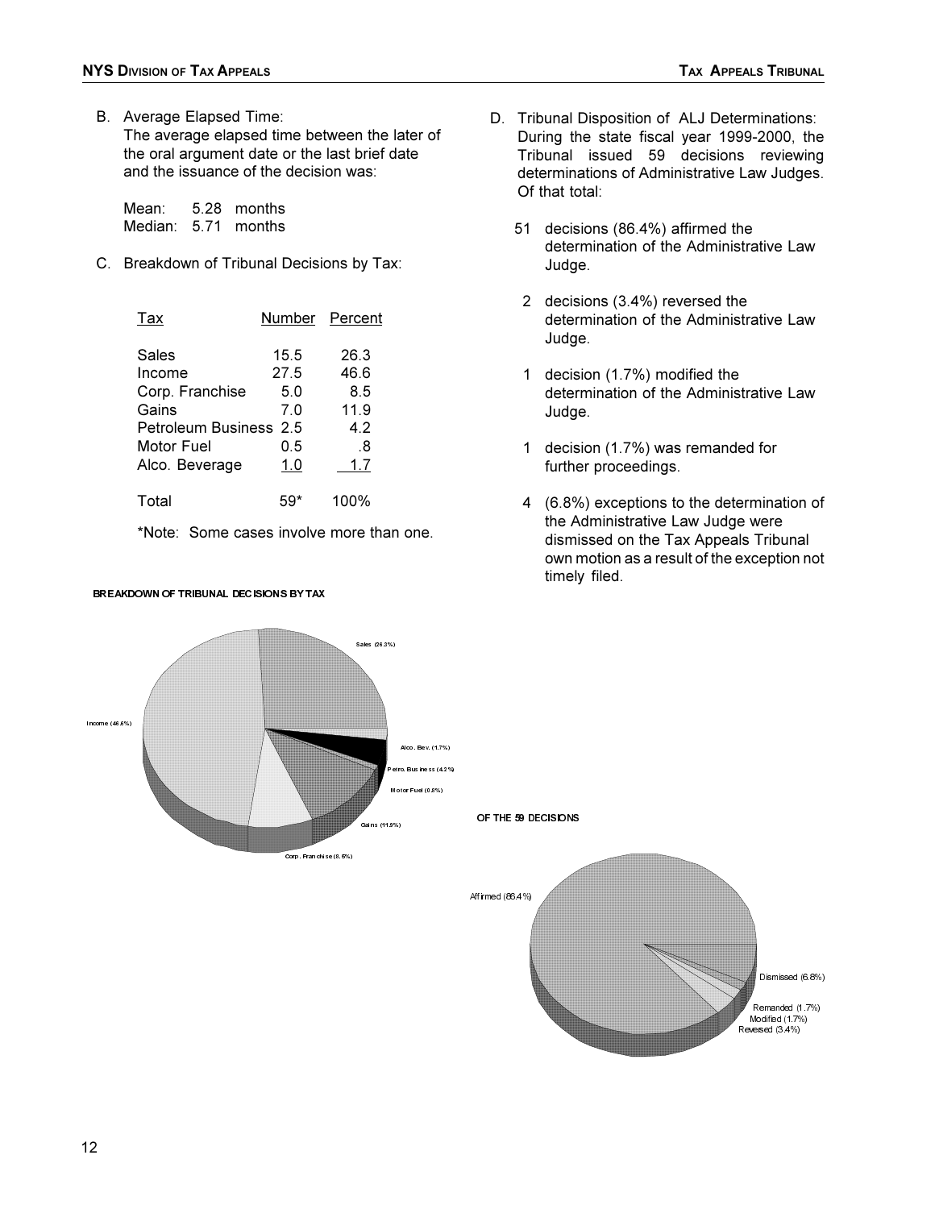B. Average Elapsed Time:
The average elapsed time between the later of the oral argument date or the last brief date and the issuance of the decision was:

Mean: 5.28 months
Median: 5.71 months

C. Breakdown of Tribunal Decisions by Tax:

| Tax | Number | Percent |
|---|---|---|
| Sales | 15.5 | 26.3 |
| Income | 27.5 | 46.6 |
| Corp. Franchise | 5.0 | 8.5 |
| Gains | 7.0 | 11.9 |
| Petroleum Business | 2.5 | 4.2 |
| Motor Fuel | 0.5 | .8 |
| Alco. Beverage | 1.0 | 1.7 |
| Total | 59* | 100% |

*Note: Some cases involve more than one.

BREAKDOWN OF TRIBUNAL DECISIONS BY TAX

Sales (26.3%), Income (46.6%), Alco. Bev. (1.7%), Petro. Business (4.2%), Motor Fuel (0.8%), Gains (11.9%), Corp. Franchise (8.5%)

D. Tribunal Disposition of ALJ Determinations:
During the state fiscal year 1999-2000, the Tribunal issued 59 decisions reviewing determinations of Administrative Law Judges. Of that total:

51 decisions (86.4%) affirmed the determination of the Administrative Law Judge.

2 decisions (3.4%) reversed the determination of the Administrative Law Judge.

1 decision (1.7%) modified the determination of the Administrative Law Judge.

1 decision (1.7%) was remanded for further proceedings.

4 (6.8%) exceptions to the determination of the Administrative Law Judge were dismissed on the Tax Appeals Tribunal own motion as a result of the exception not timely filed.

OF THE 59 DECISIONS

Affirmed (86.4%), Dismissed (6.8%), Remanded (1.7%), Modified (1.7%), Reversed (3.4%)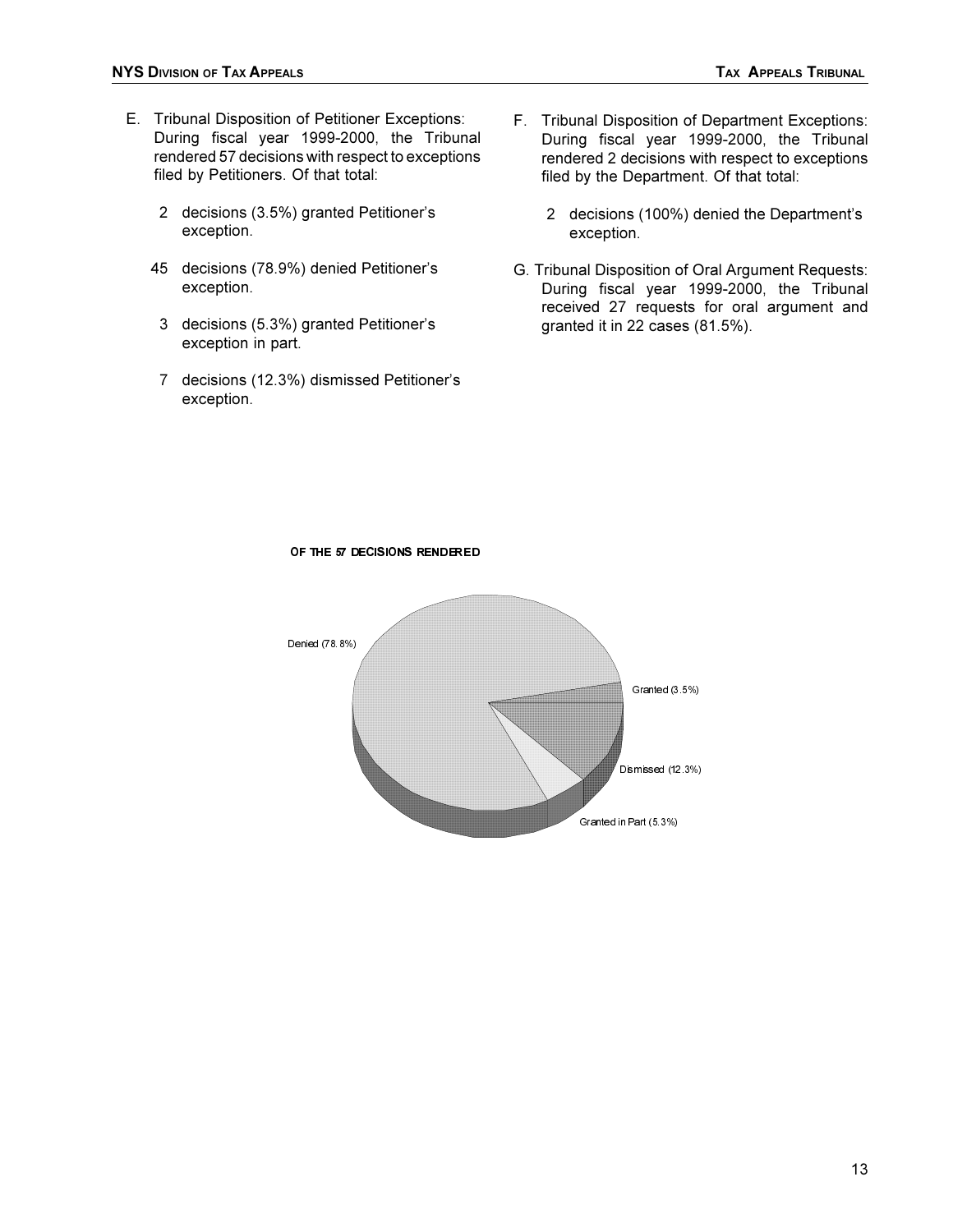E. Tribunal Disposition of Petitioner Exceptions: During fiscal year 1999-2000, the Tribunal rendered 57 decisions with respect to exceptions filed by Petitioners. Of that total:

  - 2 decisions (3.5%) granted Petitioner's exception.
  - 45 decisions (78.9%) denied Petitioner's exception.
  - 3 decisions (5.3%) granted Petitioner's exception in part.
  - 7 decisions (12.3%) dismissed Petitioner's exception.

F. Tribunal Disposition of Department Exceptions: During fiscal year 1999-2000, the Tribunal rendered 2 decisions with respect to exceptions filed by the Department. Of that total:

  - 2 decisions (100%) denied the Department's exception.

G. Tribunal Disposition of Oral Argument Requests: During fiscal year 1999-2000, the Tribunal received 27 requests for oral argument and granted it in 22 cases (81.5%).

OF THE 57 DECISIONS RENDERED

Denied (78.8%)

Granted (3.5%)

Dismissed (12.3%)

Granted in Part (5.3%)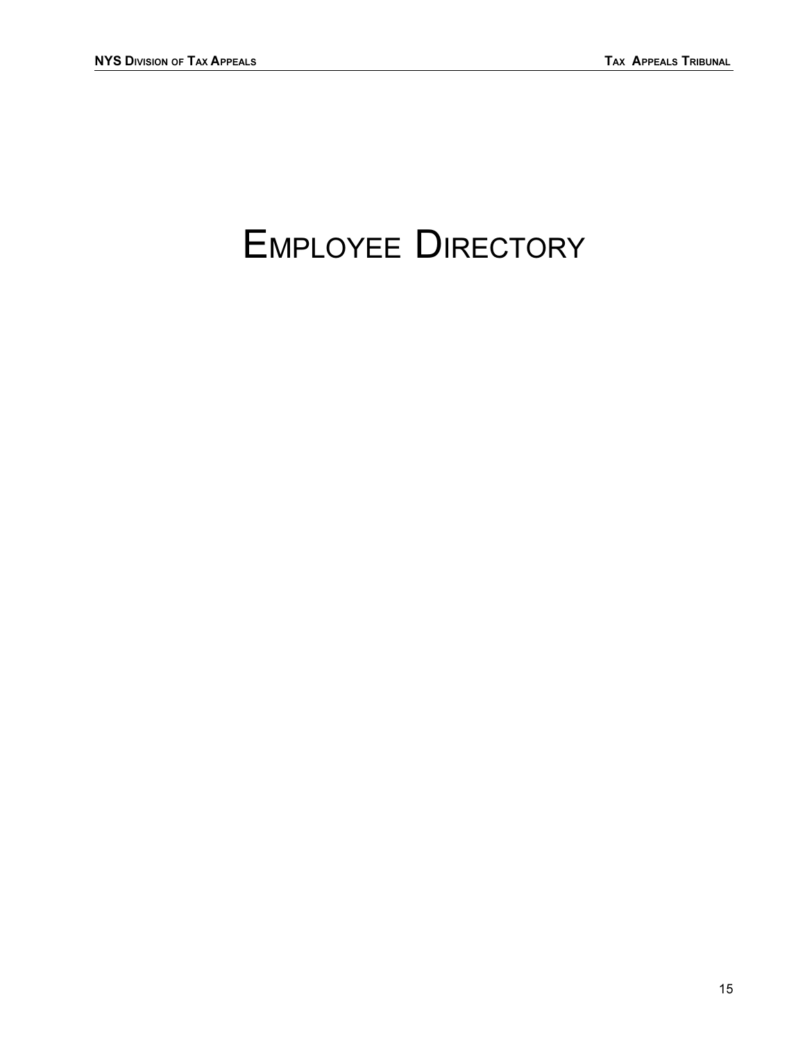# Employee Directory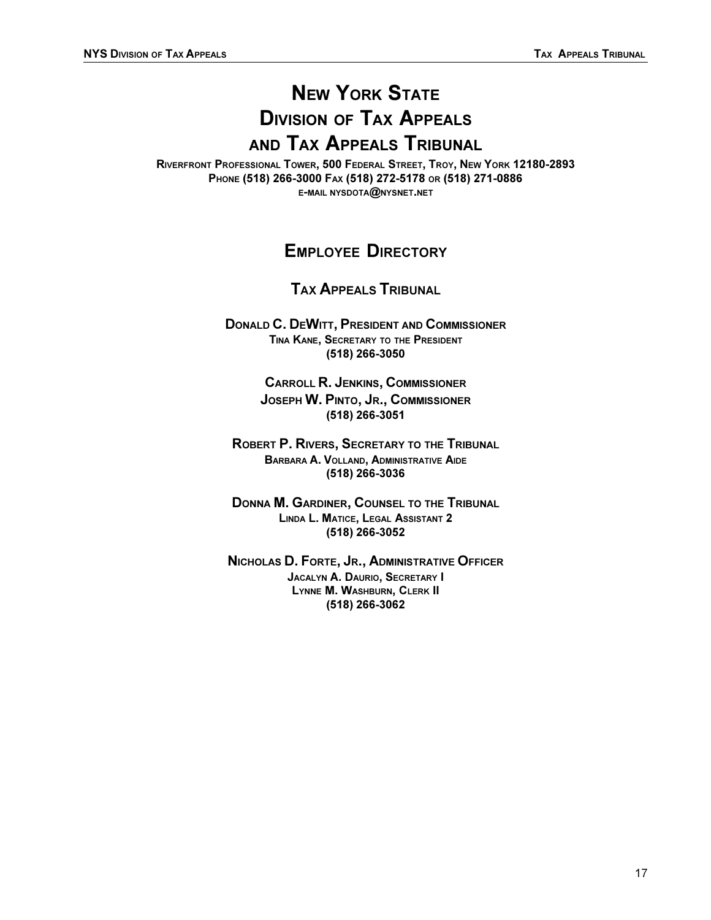# New York State Division of Tax Appeals and Tax Appeals Tribunal

**Riverfront Professional Tower, 500 Federal Street, Troy, New York 12180-2893**
**Phone (518) 266-3000 Fax (518) 272-5178 or (518) 271-0886**
**e-mail nysdota@nysnet.net**

## Employee Directory

### Tax Appeals Tribunal

**Donald C. DeWitt, President and Commissioner**
Tina Kane, Secretary to the President
(518) 266-3050

**Carroll R. Jenkins, Commissioner**
**Joseph W. Pinto, Jr., Commissioner**
(518) 266-3051

**Robert P. Rivers, Secretary to the Tribunal**
Barbara A. Volland, Administrative Aide
(518) 266-3036

**Donna M. Gardiner, Counsel to the Tribunal**
Linda L. Matice, Legal Assistant 2
(518) 266-3052

**Nicholas D. Forte, Jr., Administrative Officer**
Jacalyn A. Daurio, Secretary I
Lynne M. Washburn, Clerk II
(518) 266-3062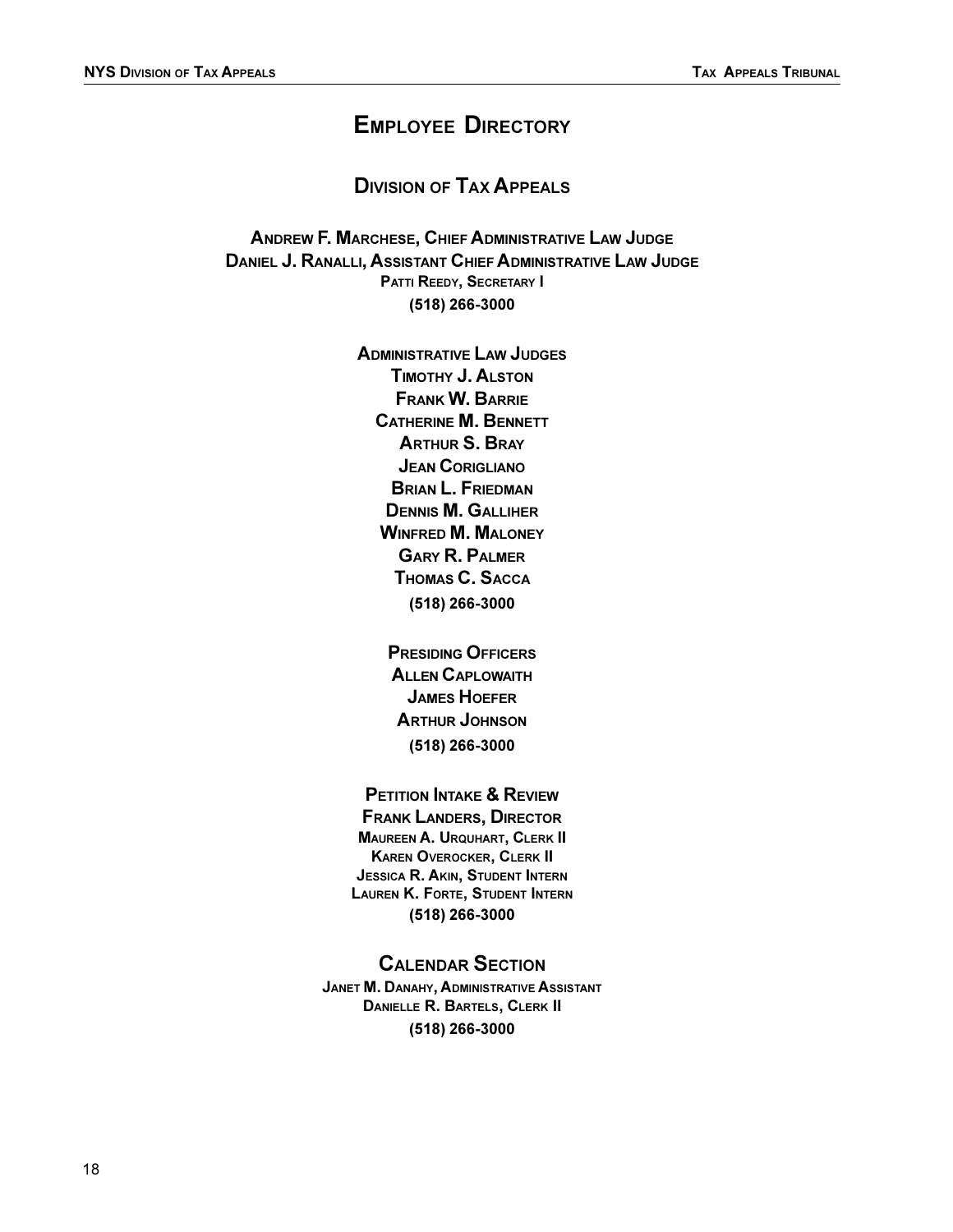# Employee Directory

## Division of Tax Appeals

**Andrew F. Marchese, Chief Administrative Law Judge**
**Daniel J. Ranalli, Assistant Chief Administrative Law Judge**
**Patti Reedy, Secretary I**
**(518) 266-3000**

**Administrative Law Judges**
**Timothy J. Alston**
**Frank W. Barrie**
**Catherine M. Bennett**
**Arthur S. Bray**
**Jean Corigliano**
**Brian L. Friedman**
**Dennis M. Galliher**
**Winfred M. Maloney**
**Gary R. Palmer**
**Thomas C. Sacca**
**(518) 266-3000**

**Presiding Officers**
**Allen Caplowaith**
**James Hoefer**
**Arthur Johnson**
**(518) 266-3000**

**Petition Intake & Review**
**Frank Landers, Director**
**Maureen A. Urquhart, Clerk II**
**Karen Overocker, Clerk II**
**Jessica R. Akin, Student Intern**
**Lauren K. Forte, Student Intern**
**(518) 266-3000**

### Calendar Section

**Janet M. Danahy, Administrative Assistant**
**Danielle R. Bartels, Clerk II**
**(518) 266-3000**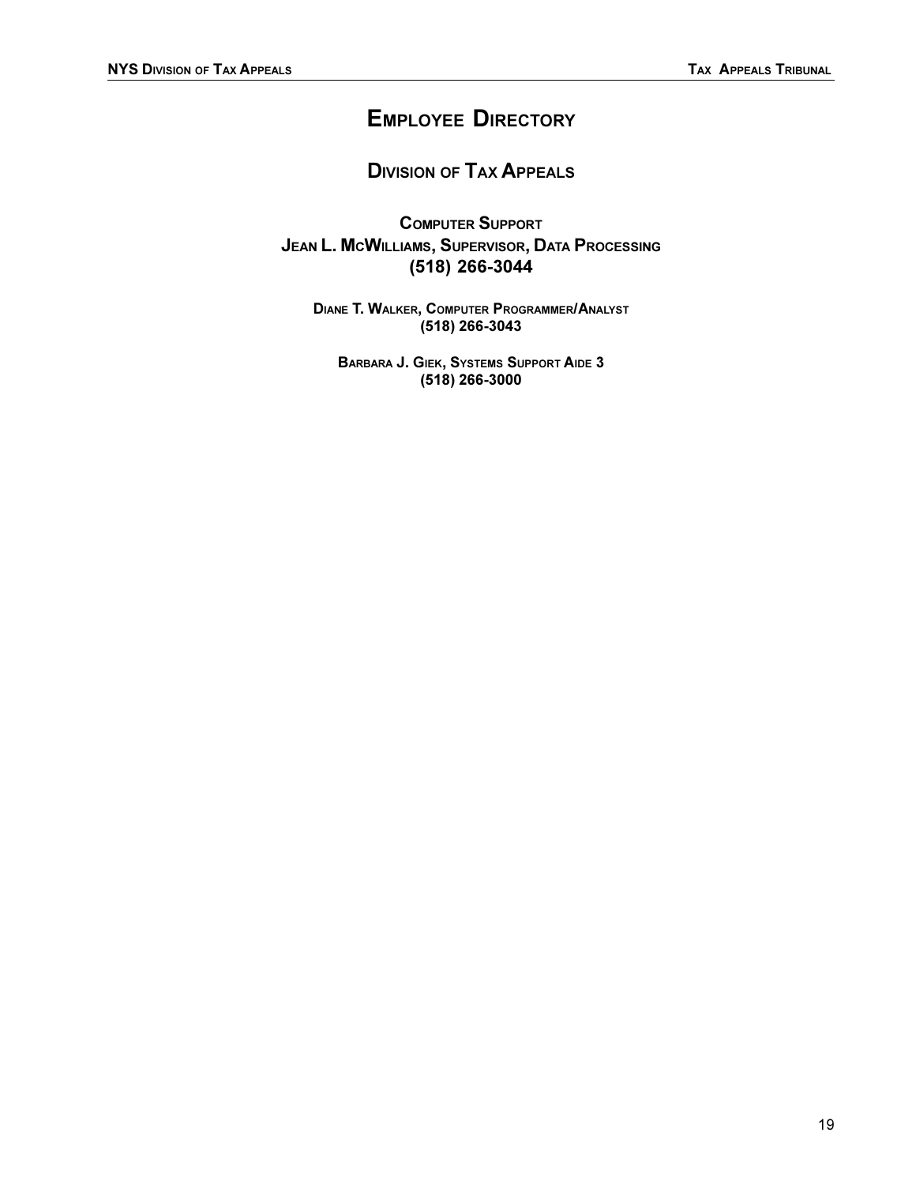# Employee Directory

## Division of Tax Appeals

### Computer Support
### Jean L. McWilliams, Supervisor, Data Processing
### (518) 266-3044

**Diane T. Walker, Computer Programmer/Analyst**
**(518) 266-3043**

**Barbara J. Giek, Systems Support Aide 3**
**(518) 266-3000**